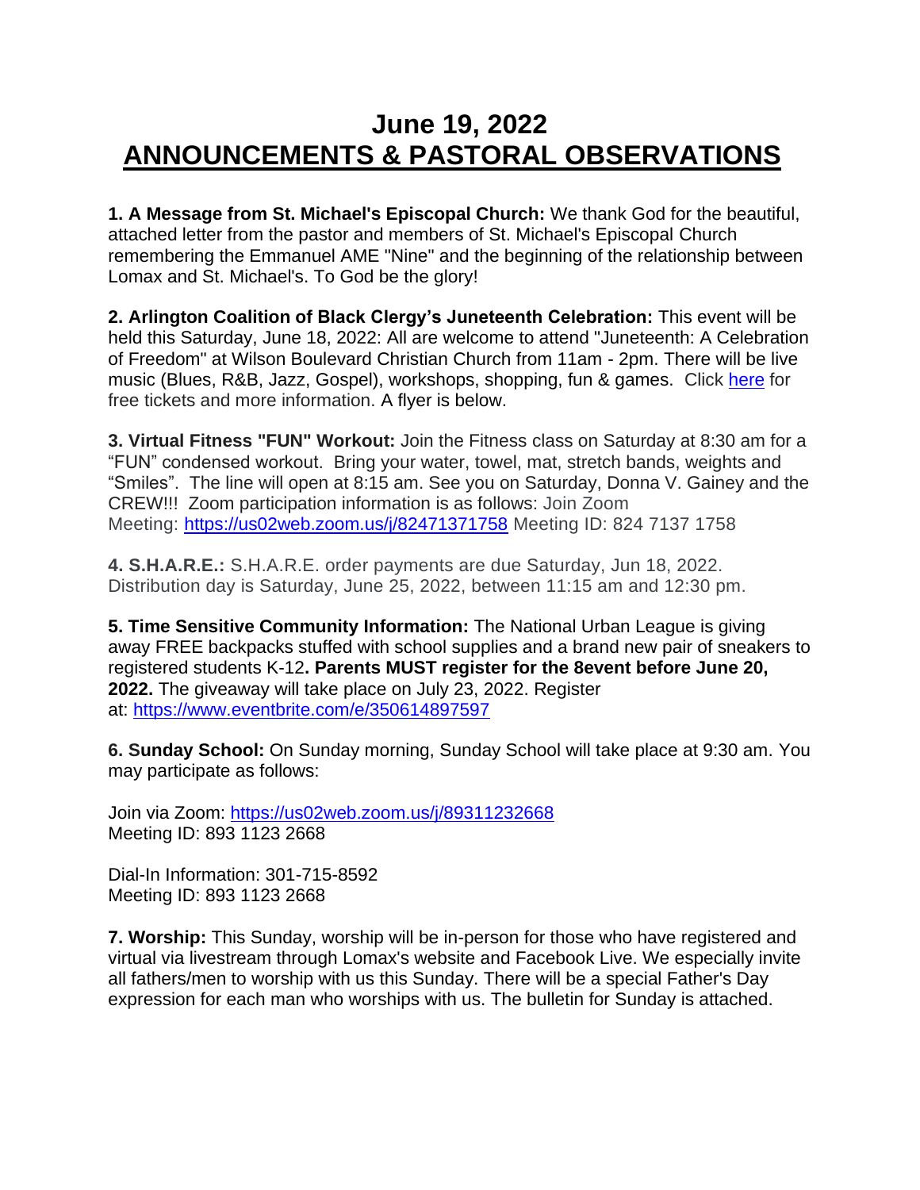# June 19, 2022
# ANNOUNCEMENTS & PASTORAL OBSERVATIONS

**1. A Message from St. Michael's Episcopal Church:** We thank God for the beautiful, attached letter from the pastor and members of St. Michael's Episcopal Church remembering the Emmanuel AME "Nine" and the beginning of the relationship between Lomax and St. Michael's. To God be the glory!

**2. Arlington Coalition of Black Clergy's Juneteenth Celebration:** This event will be held this Saturday, June 18, 2022: All are welcome to attend "Juneteenth: A Celebration of Freedom" at Wilson Boulevard Christian Church from 11am - 2pm. There will be live music (Blues, R&B, Jazz, Gospel), workshops, shopping, fun & games. Click here for free tickets and more information. A flyer is below.

**3. Virtual Fitness "FUN" Workout:** Join the Fitness class on Saturday at 8:30 am for a "FUN" condensed workout. Bring your water, towel, mat, stretch bands, weights and "Smiles". The line will open at 8:15 am. See you on Saturday, Donna V. Gainey and the CREW!!! Zoom participation information is as follows: Join Zoom Meeting: https://us02web.zoom.us/j/82471371758 Meeting ID: 824 7137 1758

**4. S.H.A.R.E.:** S.H.A.R.E. order payments are due Saturday, Jun 18, 2022. Distribution day is Saturday, June 25, 2022, between 11:15 am and 12:30 pm.

**5. Time Sensitive Community Information:** The National Urban League is giving away FREE backpacks stuffed with school supplies and a brand new pair of sneakers to registered students K-12**. Parents MUST register for the 8event before June 20, 2022.** The giveaway will take place on July 23, 2022. Register at: https://www.eventbrite.com/e/350614897597

**6. Sunday School:** On Sunday morning, Sunday School will take place at 9:30 am. You may participate as follows:

Join via Zoom: https://us02web.zoom.us/j/89311232668
Meeting ID: 893 1123 2668

Dial-In Information: 301-715-8592
Meeting ID: 893 1123 2668

**7. Worship:** This Sunday, worship will be in-person for those who have registered and virtual via livestream through Lomax's website and Facebook Live. We especially invite all fathers/men to worship with us this Sunday. There will be a special Father's Day expression for each man who worships with us. The bulletin for Sunday is attached.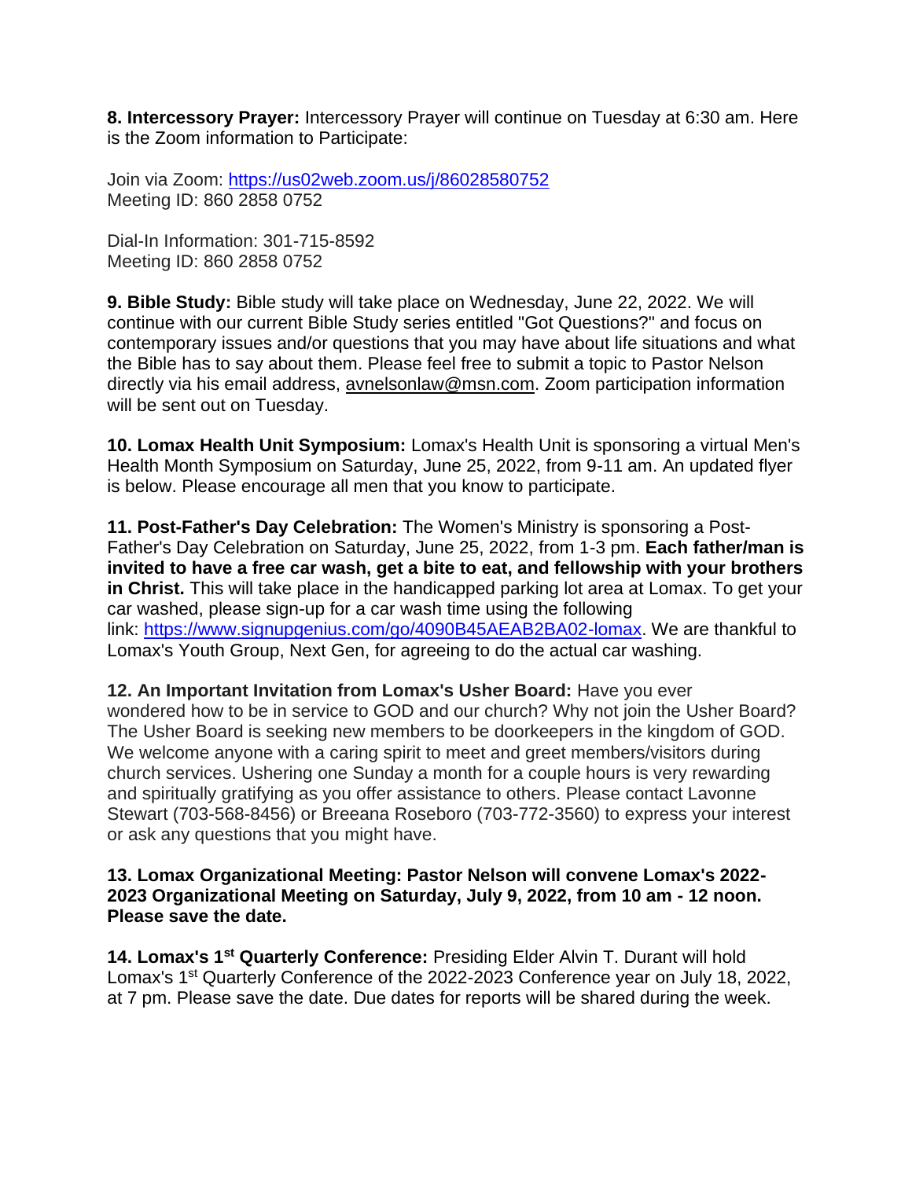**8. Intercessory Prayer:** Intercessory Prayer will continue on Tuesday at 6:30 am. Here is the Zoom information to Participate:

Join via Zoom: https://us02web.zoom.us/j/86028580752
Meeting ID: 860 2858 0752

Dial-In Information: 301-715-8592
Meeting ID: 860 2858 0752

**9. Bible Study:** Bible study will take place on Wednesday, June 22, 2022. We will continue with our current Bible Study series entitled "Got Questions?" and focus on contemporary issues and/or questions that you may have about life situations and what the Bible has to say about them. Please feel free to submit a topic to Pastor Nelson directly via his email address, avnelsonlaw@msn.com. Zoom participation information will be sent out on Tuesday.

**10. Lomax Health Unit Symposium:** Lomax's Health Unit is sponsoring a virtual Men's Health Month Symposium on Saturday, June 25, 2022, from 9-11 am. An updated flyer is below. Please encourage all men that you know to participate.

**11. Post-Father's Day Celebration:** The Women's Ministry is sponsoring a Post-Father's Day Celebration on Saturday, June 25, 2022, from 1-3 pm. **Each father/man is invited to have a free car wash, get a bite to eat, and fellowship with your brothers in Christ.** This will take place in the handicapped parking lot area at Lomax. To get your car washed, please sign-up for a car wash time using the following link: https://www.signupgenius.com/go/4090B45AEAB2BA02-lomax. We are thankful to Lomax's Youth Group, Next Gen, for agreeing to do the actual car washing.

**12. An Important Invitation from Lomax's Usher Board:** Have you ever wondered how to be in service to GOD and our church? Why not join the Usher Board? The Usher Board is seeking new members to be doorkeepers in the kingdom of GOD. We welcome anyone with a caring spirit to meet and greet members/visitors during church services. Ushering one Sunday a month for a couple hours is very rewarding and spiritually gratifying as you offer assistance to others. Please contact Lavonne Stewart (703-568-8456) or Breeana Roseboro (703-772-3560) to express your interest or ask any questions that you might have.

**13. Lomax Organizational Meeting: Pastor Nelson will convene Lomax's 2022-2023 Organizational Meeting on Saturday, July 9, 2022, from 10 am - 12 noon. Please save the date.**

**14. Lomax's 1st Quarterly Conference:** Presiding Elder Alvin T. Durant will hold Lomax's 1st Quarterly Conference of the 2022-2023 Conference year on July 18, 2022, at 7 pm. Please save the date. Due dates for reports will be shared during the week.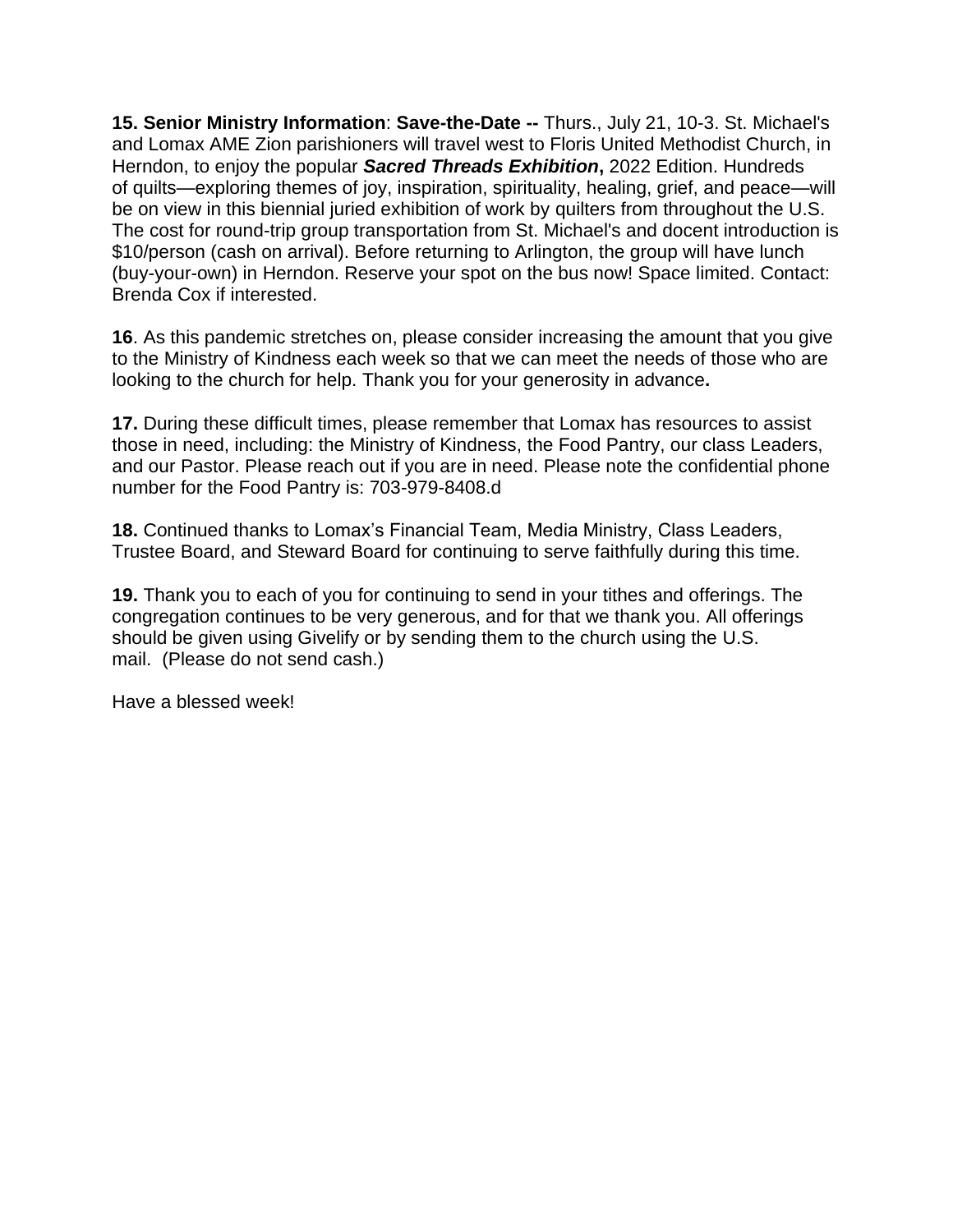**15. Senior Ministry Information**: **Save-the-Date --** Thurs., July 21, 10-3. St. Michael's and Lomax AME Zion parishioners will travel west to Floris United Methodist Church, in Herndon, to enjoy the popular ***Sacred Threads Exhibition*,** 2022 Edition. Hundreds of quilts—exploring themes of joy, inspiration, spirituality, healing, grief, and peace—will be on view in this biennial juried exhibition of work by quilters from throughout the U.S. The cost for round-trip group transportation from St. Michael's and docent introduction is $10/person (cash on arrival). Before returning to Arlington, the group will have lunch (buy-your-own) in Herndon. Reserve your spot on the bus now! Space limited. Contact: Brenda Cox if interested.

**16**. As this pandemic stretches on, please consider increasing the amount that you give to the Ministry of Kindness each week so that we can meet the needs of those who are looking to the church for help. Thank you for your generosity in advance**.**

**17.** During these difficult times, please remember that Lomax has resources to assist those in need, including: the Ministry of Kindness, the Food Pantry, our class Leaders, and our Pastor. Please reach out if you are in need. Please note the confidential phone number for the Food Pantry is: 703-979-8408.d

**18.** Continued thanks to Lomax's Financial Team, Media Ministry, Class Leaders, Trustee Board, and Steward Board for continuing to serve faithfully during this time.

**19.** Thank you to each of you for continuing to send in your tithes and offerings. The congregation continues to be very generous, and for that we thank you. All offerings should be given using Givelify or by sending them to the church using the U.S. mail. (Please do not send cash.)

Have a blessed week!